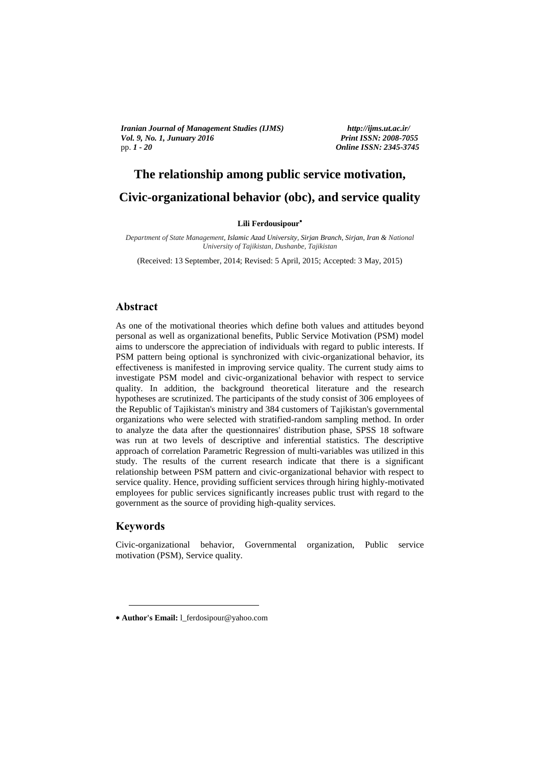# The relationship among public service motivation, Civic-organizational behavior (obc), and service quality

**Lili Ferdousipour***

*Department of State Management, Islamic Azad University, Sirjan Branch, Sirjan, Iran & National University of Tajikistan, Dushanbe, Tajikistan*

(Received: 13 September, 2014; Revised: 5 April, 2015; Accepted: 3 May, 2015)

## Abstract

As one of the motivational theories which define both values and attitudes beyond personal as well as organizational benefits, Public Service Motivation (PSM) model aims to underscore the appreciation of individuals with regard to public interests. If PSM pattern being optional is synchronized with civic-organizational behavior, its effectiveness is manifested in improving service quality. The current study aims to investigate PSM model and civic-organizational behavior with respect to service quality. In addition, the background theoretical literature and the research hypotheses are scrutinized. The participants of the study consist of 306 employees of the Republic of Tajikistan's ministry and 384 customers of Tajikistan's governmental organizations who were selected with stratified-random sampling method. In order to analyze the data after the questionnaires' distribution phase, SPSS 18 software was run at two levels of descriptive and inferential statistics. The descriptive approach of correlation Parametric Regression of multi-variables was utilized in this study. The results of the current research indicate that there is a significant relationship between PSM pattern and civic-organizational behavior with respect to service quality. Hence, providing sufficient services through hiring highly-motivated employees for public services significantly increases public trust with regard to the government as the source of providing high-quality services.

## Keywords

Civic-organizational behavior, Governmental organization, Public service motivation (PSM), Service quality.

---

* **Author's Email:** l_ferdosipour@yahoo.com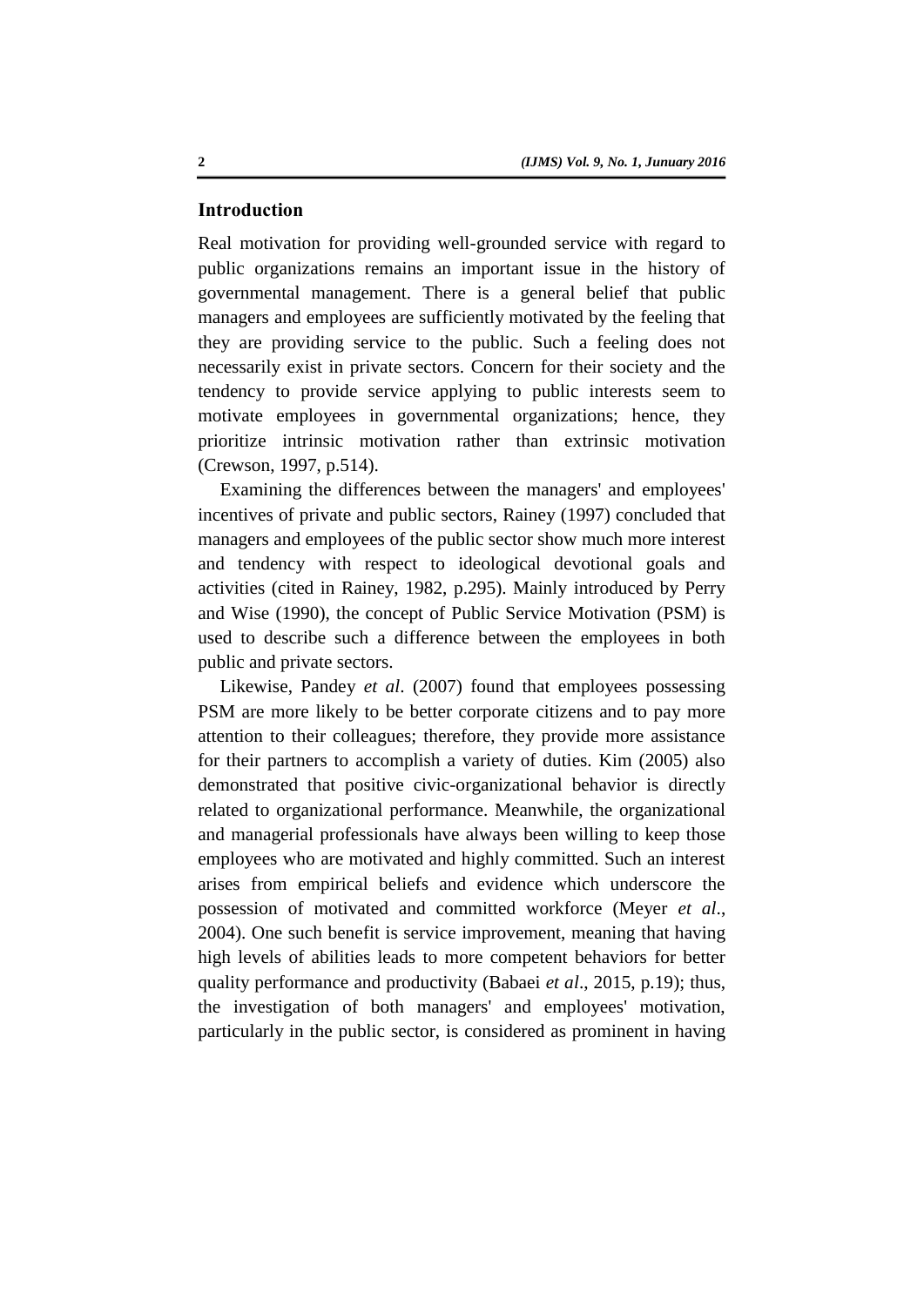## Introduction

Real motivation for providing well-grounded service with regard to public organizations remains an important issue in the history of governmental management. There is a general belief that public managers and employees are sufficiently motivated by the feeling that they are providing service to the public. Such a feeling does not necessarily exist in private sectors. Concern for their society and the tendency to provide service applying to public interests seem to motivate employees in governmental organizations; hence, they prioritize intrinsic motivation rather than extrinsic motivation (Crewson, 1997, p.514).

Examining the differences between the managers' and employees' incentives of private and public sectors, Rainey (1997) concluded that managers and employees of the public sector show much more interest and tendency with respect to ideological devotional goals and activities (cited in Rainey, 1982, p.295). Mainly introduced by Perry and Wise (1990), the concept of Public Service Motivation (PSM) is used to describe such a difference between the employees in both public and private sectors.

Likewise, Pandey *et al*. (2007) found that employees possessing PSM are more likely to be better corporate citizens and to pay more attention to their colleagues; therefore, they provide more assistance for their partners to accomplish a variety of duties. Kim (2005) also demonstrated that positive civic-organizational behavior is directly related to organizational performance. Meanwhile, the organizational and managerial professionals have always been willing to keep those employees who are motivated and highly committed. Such an interest arises from empirical beliefs and evidence which underscore the possession of motivated and committed workforce (Meyer *et al*., 2004). One such benefit is service improvement, meaning that having high levels of abilities leads to more competent behaviors for better quality performance and productivity (Babaei *et al*., 2015, p.19); thus, the investigation of both managers' and employees' motivation, particularly in the public sector, is considered as prominent in having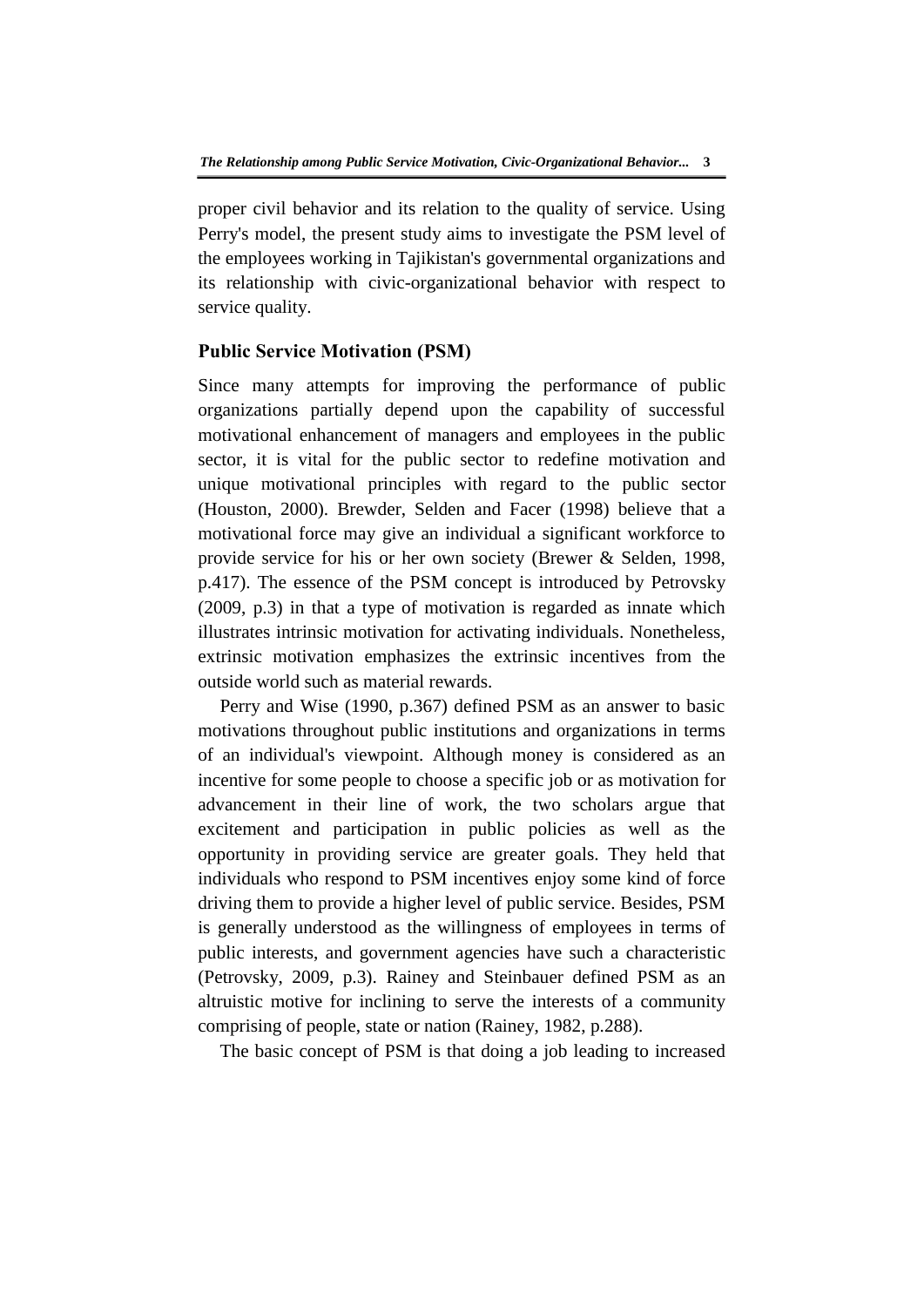proper civil behavior and its relation to the quality of service. Using Perry's model, the present study aims to investigate the PSM level of the employees working in Tajikistan's governmental organizations and its relationship with civic-organizational behavior with respect to service quality.

## Public Service Motivation (PSM)

Since many attempts for improving the performance of public organizations partially depend upon the capability of successful motivational enhancement of managers and employees in the public sector, it is vital for the public sector to redefine motivation and unique motivational principles with regard to the public sector (Houston, 2000). Brewder, Selden and Facer (1998) believe that a motivational force may give an individual a significant workforce to provide service for his or her own society (Brewer & Selden, 1998, p.417). The essence of the PSM concept is introduced by Petrovsky (2009, p.3) in that a type of motivation is regarded as innate which illustrates intrinsic motivation for activating individuals. Nonetheless, extrinsic motivation emphasizes the extrinsic incentives from the outside world such as material rewards.

Perry and Wise (1990, p.367) defined PSM as an answer to basic motivations throughout public institutions and organizations in terms of an individual's viewpoint. Although money is considered as an incentive for some people to choose a specific job or as motivation for advancement in their line of work, the two scholars argue that excitement and participation in public policies as well as the opportunity in providing service are greater goals. They held that individuals who respond to PSM incentives enjoy some kind of force driving them to provide a higher level of public service. Besides, PSM is generally understood as the willingness of employees in terms of public interests, and government agencies have such a characteristic (Petrovsky, 2009, p.3). Rainey and Steinbauer defined PSM as an altruistic motive for inclining to serve the interests of a community comprising of people, state or nation (Rainey, 1982, p.288).

The basic concept of PSM is that doing a job leading to increased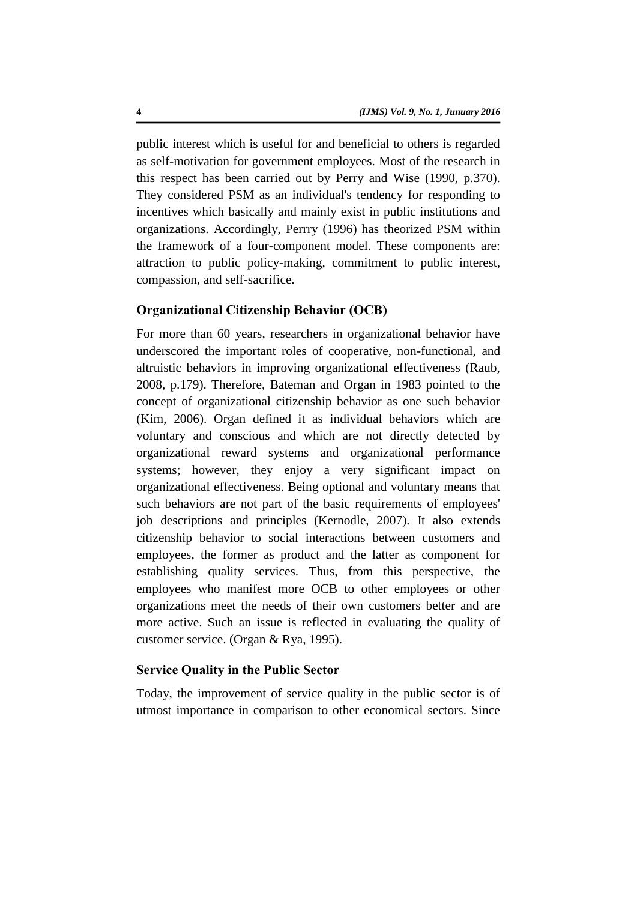public interest which is useful for and beneficial to others is regarded as self-motivation for government employees. Most of the research in this respect has been carried out by Perry and Wise (1990, p.370). They considered PSM as an individual's tendency for responding to incentives which basically and mainly exist in public institutions and organizations. Accordingly, Perrry (1996) has theorized PSM within the framework of a four-component model. These components are: attraction to public policy-making, commitment to public interest, compassion, and self-sacrifice.

### Organizational Citizenship Behavior (OCB)

For more than 60 years, researchers in organizational behavior have underscored the important roles of cooperative, non-functional, and altruistic behaviors in improving organizational effectiveness (Raub, 2008, p.179). Therefore, Bateman and Organ in 1983 pointed to the concept of organizational citizenship behavior as one such behavior (Kim, 2006). Organ defined it as individual behaviors which are voluntary and conscious and which are not directly detected by organizational reward systems and organizational performance systems; however, they enjoy a very significant impact on organizational effectiveness. Being optional and voluntary means that such behaviors are not part of the basic requirements of employees' job descriptions and principles (Kernodle, 2007). It also extends citizenship behavior to social interactions between customers and employees, the former as product and the latter as component for establishing quality services. Thus, from this perspective, the employees who manifest more OCB to other employees or other organizations meet the needs of their own customers better and are more active. Such an issue is reflected in evaluating the quality of customer service. (Organ & Rya, 1995).

### Service Quality in the Public Sector

Today, the improvement of service quality in the public sector is of utmost importance in comparison to other economical sectors. Since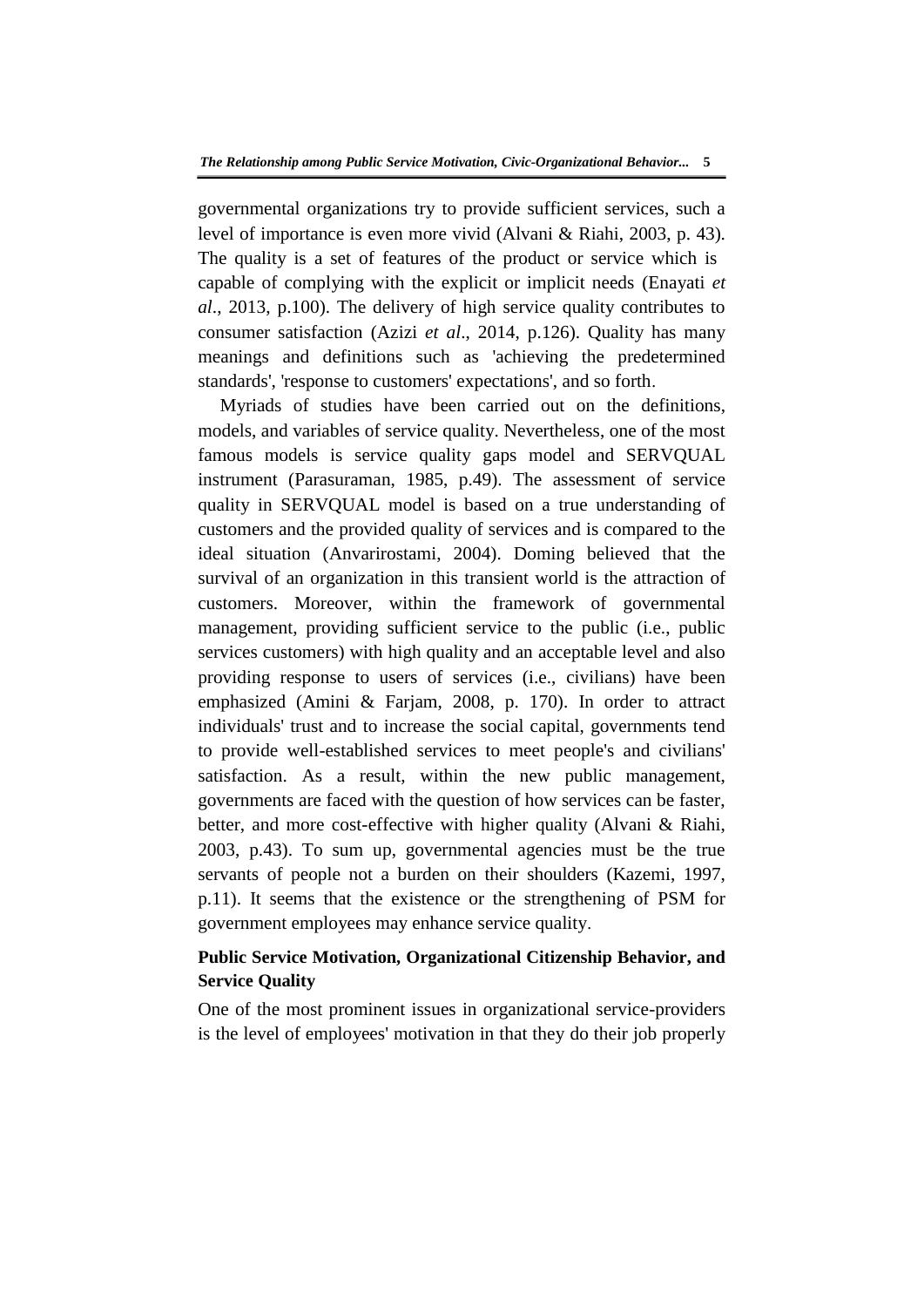governmental organizations try to provide sufficient services, such a level of importance is even more vivid (Alvani & Riahi, 2003, p. 43). The quality is a set of features of the product or service which is capable of complying with the explicit or implicit needs (Enayati *et al*., 2013, p.100). The delivery of high service quality contributes to consumer satisfaction (Azizi *et al*., 2014, p.126). Quality has many meanings and definitions such as 'achieving the predetermined standards', 'response to customers' expectations', and so forth.

Myriads of studies have been carried out on the definitions, models, and variables of service quality. Nevertheless, one of the most famous models is service quality gaps model and SERVQUAL instrument (Parasuraman, 1985, p.49). The assessment of service quality in SERVQUAL model is based on a true understanding of customers and the provided quality of services and is compared to the ideal situation (Anvarirostami, 2004). Doming believed that the survival of an organization in this transient world is the attraction of customers. Moreover, within the framework of governmental management, providing sufficient service to the public (i.e., public services customers) with high quality and an acceptable level and also providing response to users of services (i.e., civilians) have been emphasized (Amini & Farjam, 2008, p. 170). In order to attract individuals' trust and to increase the social capital, governments tend to provide well-established services to meet people's and civilians' satisfaction. As a result, within the new public management, governments are faced with the question of how services can be faster, better, and more cost-effective with higher quality (Alvani & Riahi, 2003, p.43). To sum up, governmental agencies must be the true servants of people not a burden on their shoulders (Kazemi, 1997, p.11). It seems that the existence or the strengthening of PSM for government employees may enhance service quality.

## Public Service Motivation, Organizational Citizenship Behavior, and Service Quality

One of the most prominent issues in organizational service-providers is the level of employees' motivation in that they do their job properly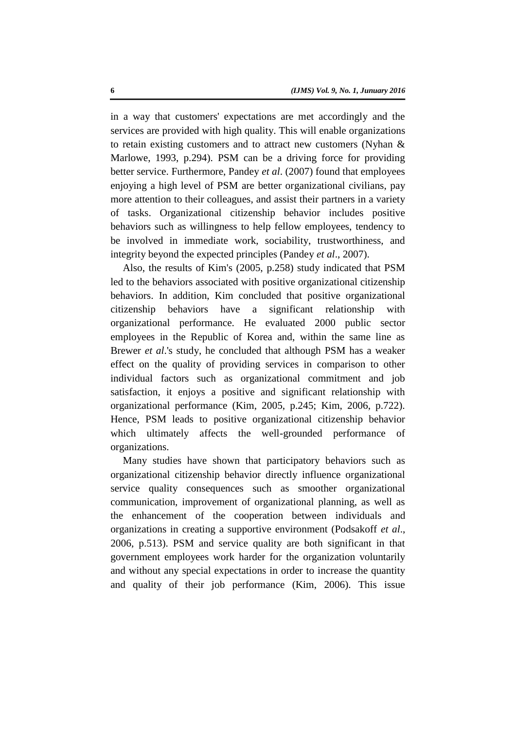in a way that customers' expectations are met accordingly and the services are provided with high quality. This will enable organizations to retain existing customers and to attract new customers (Nyhan & Marlowe, 1993, p.294). PSM can be a driving force for providing better service. Furthermore, Pandey *et al*. (2007) found that employees enjoying a high level of PSM are better organizational civilians, pay more attention to their colleagues, and assist their partners in a variety of tasks. Organizational citizenship behavior includes positive behaviors such as willingness to help fellow employees, tendency to be involved in immediate work, sociability, trustworthiness, and integrity beyond the expected principles (Pandey *et al*., 2007).

Also, the results of Kim's (2005, p.258) study indicated that PSM led to the behaviors associated with positive organizational citizenship behaviors. In addition, Kim concluded that positive organizational citizenship behaviors have a significant relationship with organizational performance. He evaluated 2000 public sector employees in the Republic of Korea and, within the same line as Brewer *et al*.'s study, he concluded that although PSM has a weaker effect on the quality of providing services in comparison to other individual factors such as organizational commitment and job satisfaction, it enjoys a positive and significant relationship with organizational performance (Kim, 2005, p.245; Kim, 2006, p.722). Hence, PSM leads to positive organizational citizenship behavior which ultimately affects the well-grounded performance of organizations.

Many studies have shown that participatory behaviors such as organizational citizenship behavior directly influence organizational service quality consequences such as smoother organizational communication, improvement of organizational planning, as well as the enhancement of the cooperation between individuals and organizations in creating a supportive environment (Podsakoff *et al*., 2006, p.513). PSM and service quality are both significant in that government employees work harder for the organization voluntarily and without any special expectations in order to increase the quantity and quality of their job performance (Kim, 2006). This issue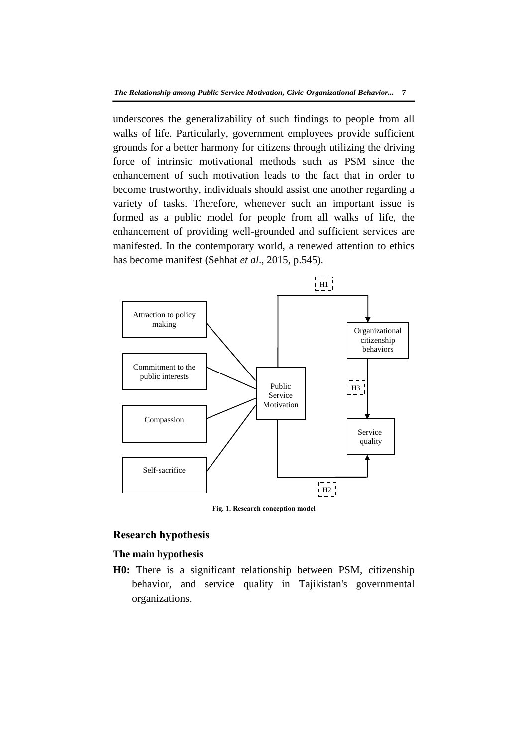underscores the generalizability of such findings to people from all walks of life. Particularly, government employees provide sufficient grounds for a better harmony for citizens through utilizing the driving force of intrinsic motivational methods such as PSM since the enhancement of such motivation leads to the fact that in order to become trustworthy, individuals should assist one another regarding a variety of tasks. Therefore, whenever such an important issue is formed as a public model for people from all walks of life, the enhancement of providing well-grounded and sufficient services are manifested. In the contemporary world, a renewed attention to ethics has become manifest (Sehhat *et al*., 2015, p.545).

Attraction to policy making

Commitment to the public interests

Compassion

Self-sacrifice

Public Service Motivation

H1

Organizational citizenship behaviors

H3

Service quality

H2

**Fig. 1. Research conception model**

## Research hypothesis

### The main hypothesis

**H0:** There is a significant relationship between PSM, citizenship behavior, and service quality in Tajikistan's governmental organizations.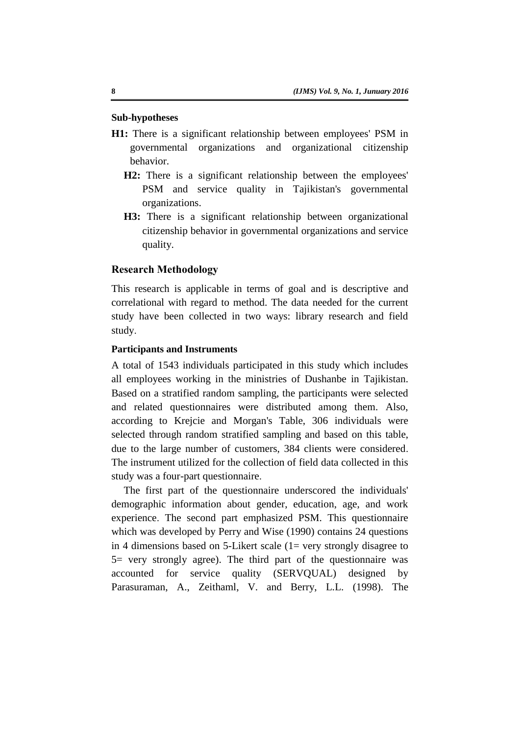**Sub-hypotheses**

**H1:** There is a significant relationship between employees' PSM in governmental organizations and organizational citizenship behavior.

**H2:** There is a significant relationship between the employees' PSM and service quality in Tajikistan's governmental organizations.

**H3:** There is a significant relationship between organizational citizenship behavior in governmental organizations and service quality.

## Research Methodology

This research is applicable in terms of goal and is descriptive and correlational with regard to method. The data needed for the current study have been collected in two ways: library research and field study.

### Participants and Instruments

A total of 1543 individuals participated in this study which includes all employees working in the ministries of Dushanbe in Tajikistan. Based on a stratified random sampling, the participants were selected and related questionnaires were distributed among them. Also, according to Krejcie and Morgan's Table, 306 individuals were selected through random stratified sampling and based on this table, due to the large number of customers, 384 clients were considered. The instrument utilized for the collection of field data collected in this study was a four-part questionnaire.

The first part of the questionnaire underscored the individuals' demographic information about gender, education, age, and work experience. The second part emphasized PSM. This questionnaire which was developed by Perry and Wise (1990) contains 24 questions in 4 dimensions based on 5-Likert scale (1= very strongly disagree to 5= very strongly agree). The third part of the questionnaire was accounted for service quality (SERVQUAL) designed by Parasuraman, A., Zeithaml, V. and Berry, L.L. (1998). The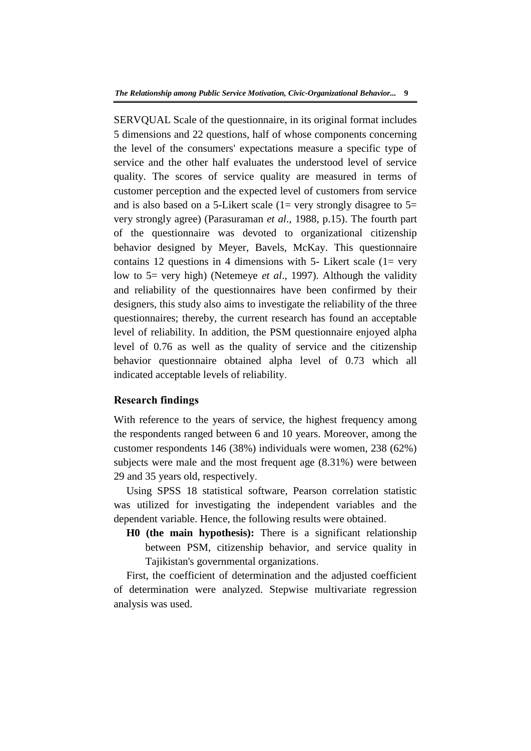SERVQUAL Scale of the questionnaire, in its original format includes 5 dimensions and 22 questions, half of whose components concerning the level of the consumers' expectations measure a specific type of service and the other half evaluates the understood level of service quality. The scores of service quality are measured in terms of customer perception and the expected level of customers from service and is also based on a 5-Likert scale (1= very strongly disagree to 5= very strongly agree) (Parasuraman *et al*., 1988, p.15). The fourth part of the questionnaire was devoted to organizational citizenship behavior designed by Meyer, Bavels, McKay. This questionnaire contains 12 questions in 4 dimensions with 5- Likert scale (1= very low to 5= very high) (Netemeye *et al*., 1997). Although the validity and reliability of the questionnaires have been confirmed by their designers, this study also aims to investigate the reliability of the three questionnaires; thereby, the current research has found an acceptable level of reliability. In addition, the PSM questionnaire enjoyed alpha level of 0.76 as well as the quality of service and the citizenship behavior questionnaire obtained alpha level of 0.73 which all indicated acceptable levels of reliability.

## Research findings

With reference to the years of service, the highest frequency among the respondents ranged between 6 and 10 years. Moreover, among the customer respondents 146 (38%) individuals were women, 238 (62%) subjects were male and the most frequent age (8.31%) were between 29 and 35 years old, respectively.

Using SPSS 18 statistical software, Pearson correlation statistic was utilized for investigating the independent variables and the dependent variable. Hence, the following results were obtained.

**H0 (the main hypothesis):** There is a significant relationship between PSM, citizenship behavior, and service quality in Tajikistan's governmental organizations.

First, the coefficient of determination and the adjusted coefficient of determination were analyzed. Stepwise multivariate regression analysis was used.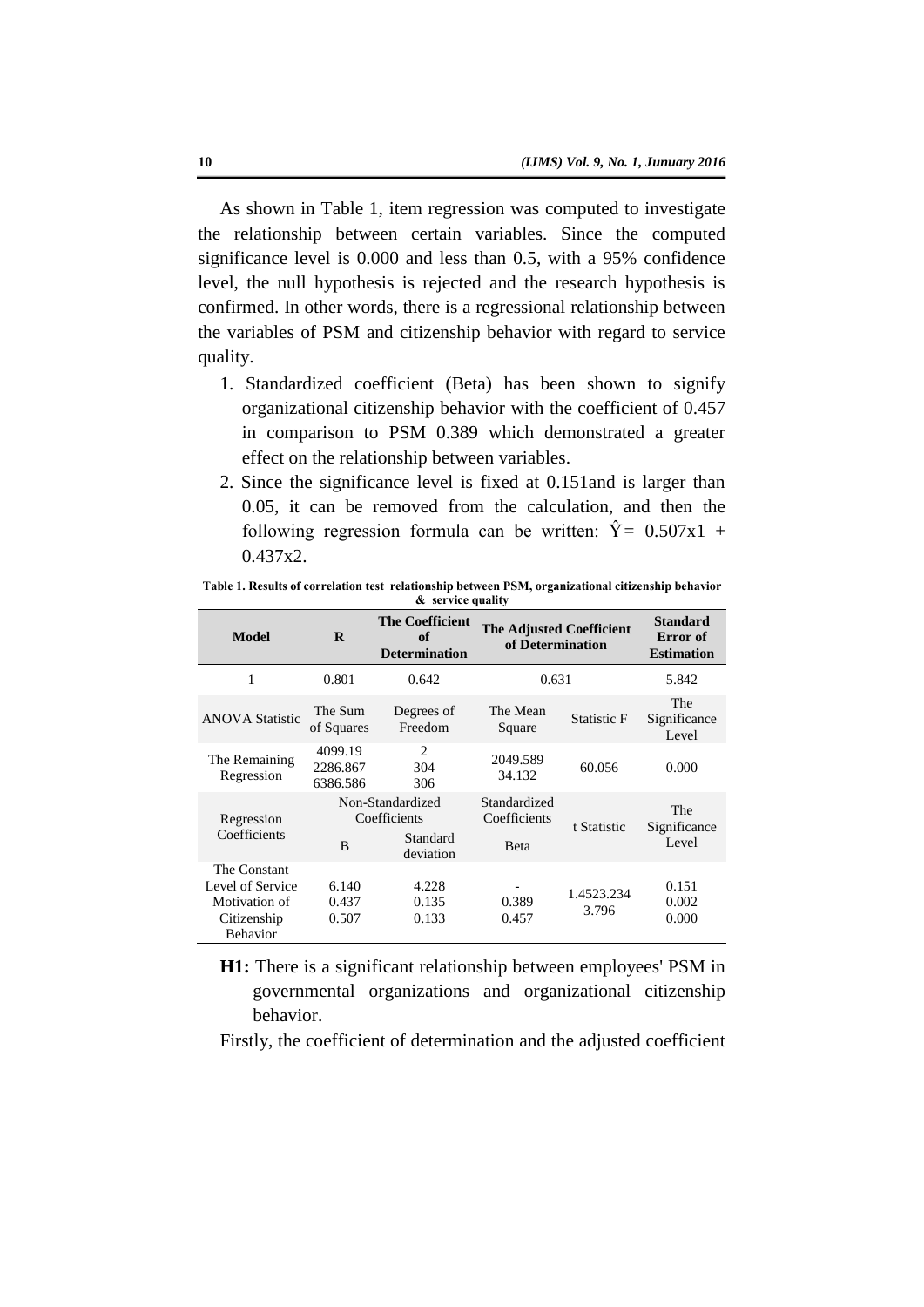As shown in Table 1, item regression was computed to investigate the relationship between certain variables. Since the computed significance level is 0.000 and less than 0.5, with a 95% confidence level, the null hypothesis is rejected and the research hypothesis is confirmed. In other words, there is a regressional relationship between the variables of PSM and citizenship behavior with regard to service quality.

1. Standardized coefficient (Beta) has been shown to signify organizational citizenship behavior with the coefficient of 0.457 in comparison to PSM 0.389 which demonstrated a greater effect on the relationship between variables.
2. Since the significance level is fixed at 0.151and is larger than 0.05, it can be removed from the calculation, and then the following regression formula can be written: $\hat{Y} = 0.507x1 + 0.437x2$.

**Table 1. Results of correlation test relationship between PSM, organizational citizenship behavior & service quality**

| **Model** | **R** | **The Coefficient of Determination** | **The Adjusted Coefficient of Determination** | | **Standard Error of Estimation** |
|---|---|---|---|---|---|
| 1 | 0.801 | 0.642 | 0.631 | | 5.842 |
| ANOVA Statistic | The Sum of Squares | Degrees of Freedom | The Mean Square | Statistic F | The Significance Level |
| The Remaining Regression | 4099.19<br>2286.867<br>6386.586 | 2<br>304<br>306 | 2049.589<br>34.132 | 60.056 | 0.000 |
| Regression Coefficients | Non-Standardized Coefficients | | Standardized Coefficients | t Statistic | The Significance Level |
| | B | Standard deviation | Beta | | |
| The Constant<br>Level of Service<br>Motivation of<br>Citizenship<br>Behavior | 6.140<br>0.437<br>0.507 | 4.228<br>0.135<br>0.133 | -<br>0.389<br>0.457 | 1.4523.234<br>3.796 | 0.151<br>0.002<br>0.000 |

**H1:** There is a significant relationship between employees' PSM in governmental organizations and organizational citizenship behavior.

Firstly, the coefficient of determination and the adjusted coefficient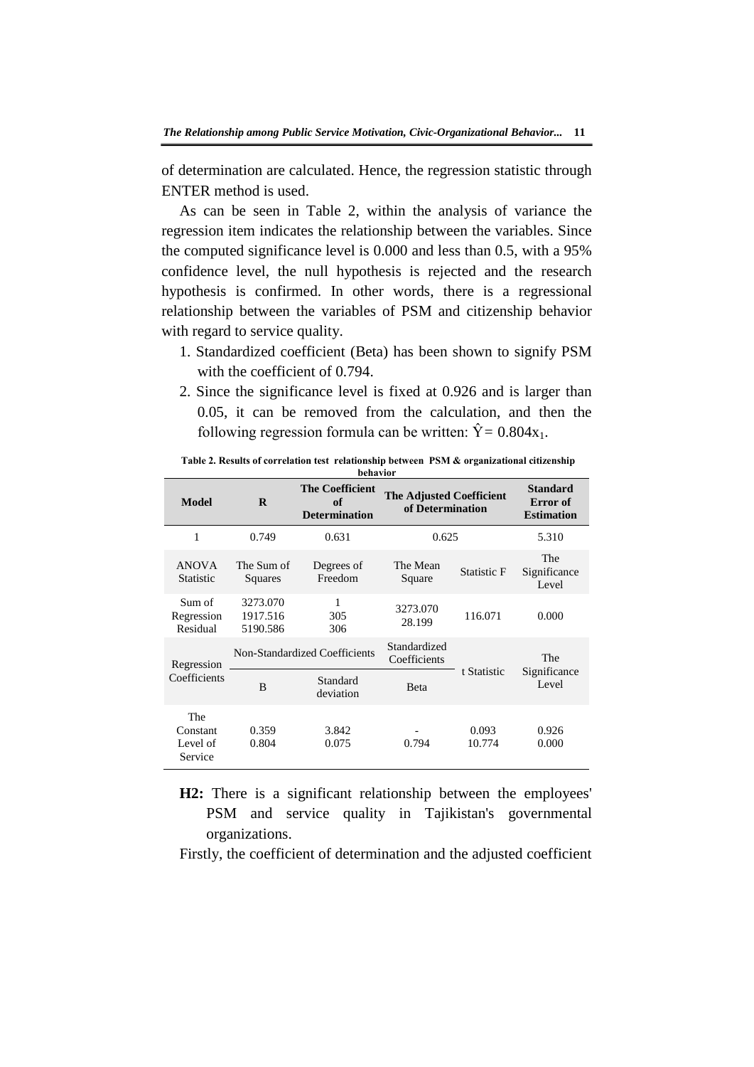of determination are calculated. Hence, the regression statistic through ENTER method is used.

As can be seen in Table 2, within the analysis of variance the regression item indicates the relationship between the variables. Since the computed significance level is 0.000 and less than 0.5, with a 95% confidence level, the null hypothesis is rejected and the research hypothesis is confirmed. In other words, there is a regressional relationship between the variables of PSM and citizenship behavior with regard to service quality.

1. Standardized coefficient (Beta) has been shown to signify PSM with the coefficient of 0.794.
2. Since the significance level is fixed at 0.926 and is larger than 0.05, it can be removed from the calculation, and then the following regression formula can be written: $\hat{Y} = 0.804x_1$.

**Table 2. Results of correlation test relationship between PSM & organizational citizenship behavior**

| **Model** | **R** | **The Coefficient of Determination** | **The Adjusted Coefficient of Determination** | | **Standard Error of Estimation** |
|---|---|---|---|---|---|
| 1 | 0.749 | 0.631 | 0.625 | | 5.310 |
| ANOVA Statistic | The Sum of Squares | Degrees of Freedom | The Mean Square | Statistic F | The Significance Level |
| Sum of Regression Residual | 3273.070 1917.516 5190.586 | 1 305 306 | 3273.070 28.199 | 116.071 | 0.000 |
| Regression Coefficients | Non-Standardized Coefficients | | Standardized Coefficients | t Statistic | The Significance Level |
| | B | Standard deviation | Beta | | |
| The Constant Level of Service | 0.359 0.804 | 3.842 0.075 | - 0.794 | 0.093 10.774 | 0.926 0.000 |

**H2:** There is a significant relationship between the employees' PSM and service quality in Tajikistan's governmental organizations.

Firstly, the coefficient of determination and the adjusted coefficient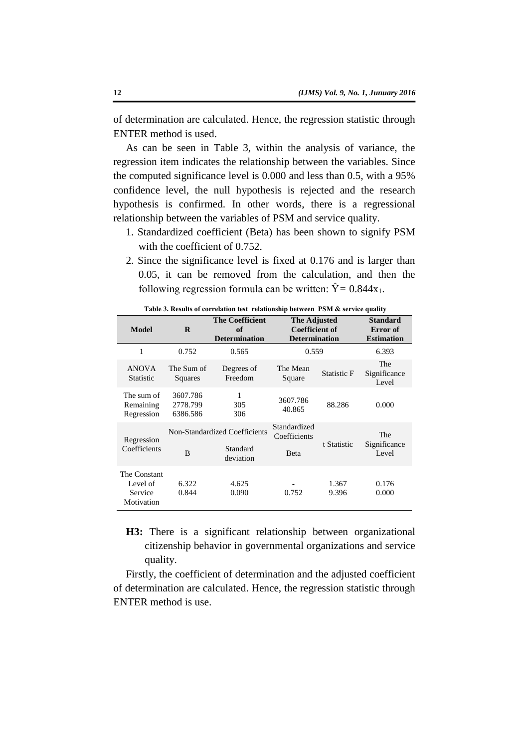of determination are calculated. Hence, the regression statistic through ENTER method is used.

As can be seen in Table 3, within the analysis of variance, the regression item indicates the relationship between the variables. Since the computed significance level is 0.000 and less than 0.5, with a 95% confidence level, the null hypothesis is rejected and the research hypothesis is confirmed. In other words, there is a regressional relationship between the variables of PSM and service quality.

1. Standardized coefficient (Beta) has been shown to signify PSM with the coefficient of 0.752.
2. Since the significance level is fixed at 0.176 and is larger than 0.05, it can be removed from the calculation, and then the following regression formula can be written: $\hat{Y} = 0.844x_1$.

**Table 3. Results of correlation test relationship between PSM & service quality**

| Model | R | The Coefficient of Determination | The Adjusted Coefficient of Determination | | Standard Error of Estimation |
|---|---|---|---|---|---|
| 1 | 0.752 | 0.565 | 0.559 | | 6.393 |
| ANOVA Statistic | The Sum of Squares | Degrees of Freedom | The Mean Square | Statistic F | The Significance Level |
| The sum of Remaining Regression | 3607.786<br>2778.799<br>6386.586 | 1<br>305<br>306 | 3607.786<br>40.865 | 88.286 | 0.000 |
| Regression Coefficients | Non-Standardized Coefficients | | Standardized Coefficients | t Statistic | The Significance Level |
| | B | Standard deviation | Beta | | |
| The Constant<br>Level of Service Motivation | 6.322<br>0.844 | 4.625<br>0.090 | -<br>0.752 | 1.367<br>9.396 | 0.176<br>0.000 |

**H3:** There is a significant relationship between organizational citizenship behavior in governmental organizations and service quality.

Firstly, the coefficient of determination and the adjusted coefficient of determination are calculated. Hence, the regression statistic through ENTER method is use.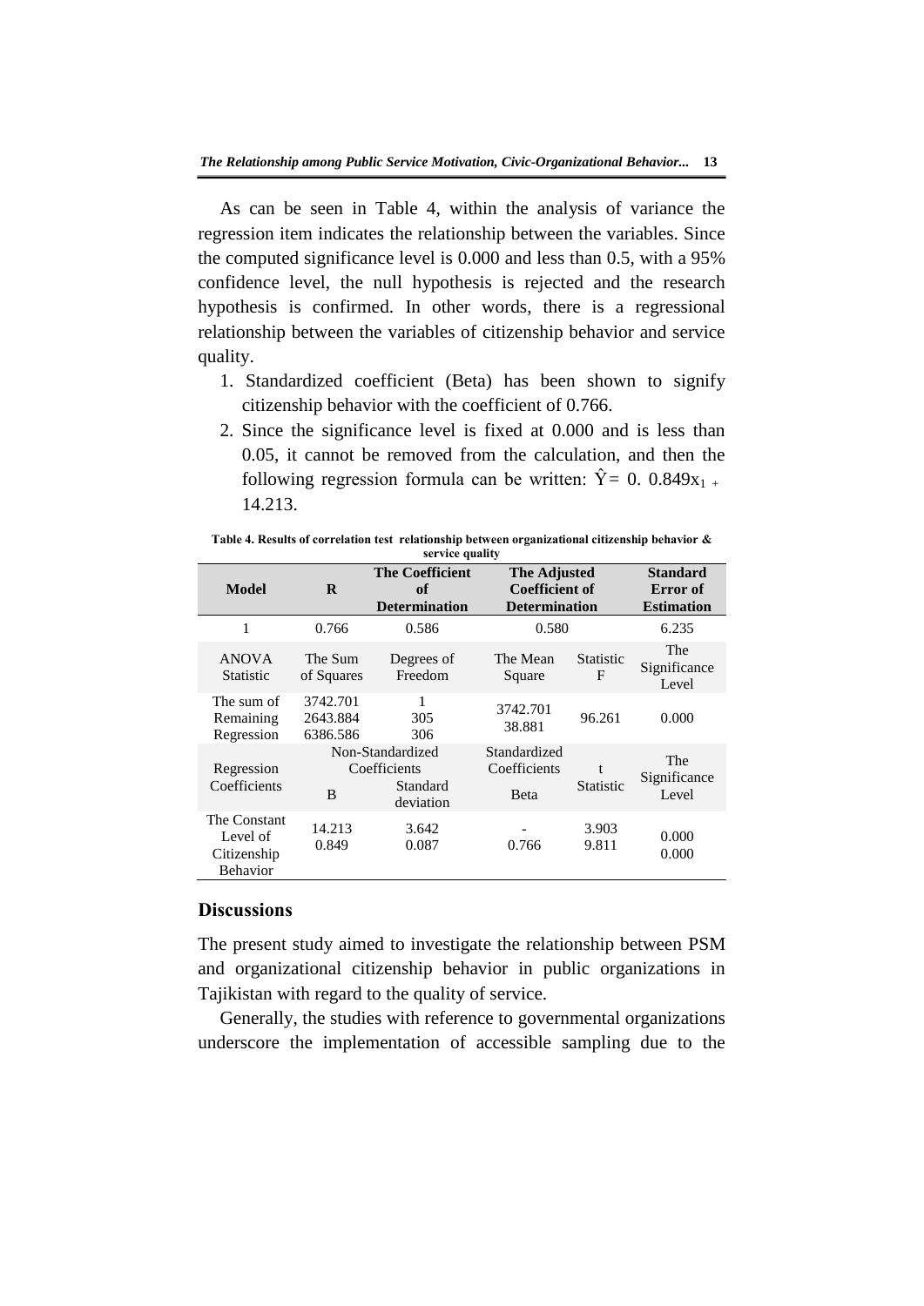As can be seen in Table 4, within the analysis of variance the regression item indicates the relationship between the variables. Since the computed significance level is 0.000 and less than 0.5, with a 95% confidence level, the null hypothesis is rejected and the research hypothesis is confirmed. In other words, there is a regressional relationship between the variables of citizenship behavior and service quality.

1. Standardized coefficient (Beta) has been shown to signify citizenship behavior with the coefficient of 0.766.
2. Since the significance level is fixed at 0.000 and is less than 0.05, it cannot be removed from the calculation, and then the following regression formula can be written: $\hat{Y}= 0.\ 0.849x_{1} + 14.213$.

**Table 4. Results of correlation test relationship between organizational citizenship behavior & service quality**

| **Model** | **R** | **The Coefficient of Determination** | **The Adjusted Coefficient of Determination** | | **Standard Error of Estimation** |
|---|---|---|---|---|---|
| 1 | 0.766 | 0.586 | 0.580 | | 6.235 |
| ANOVA Statistic | The Sum of Squares | Degrees of Freedom | The Mean Square | Statistic F | The Significance Level |
| The sum of<br>Remaining<br>Regression | 3742.701<br>2643.884<br>6386.586 | 1<br>305<br>306 | 3742.701<br>38.881 | 96.261 | 0.000 |
| Regression Coefficients | Non-Standardized Coefficients | | Standardized Coefficients | t Statistic | The Significance Level |
| | B | Standard deviation | Beta | | |
| The Constant<br>Level of Citizenship Behavior | 14.213<br>0.849 | 3.642<br>0.087 | -<br>0.766 | 3.903<br>9.811 | 0.000<br>0.000 |

## Discussions

The present study aimed to investigate the relationship between PSM and organizational citizenship behavior in public organizations in Tajikistan with regard to the quality of service.

Generally, the studies with reference to governmental organizations underscore the implementation of accessible sampling due to the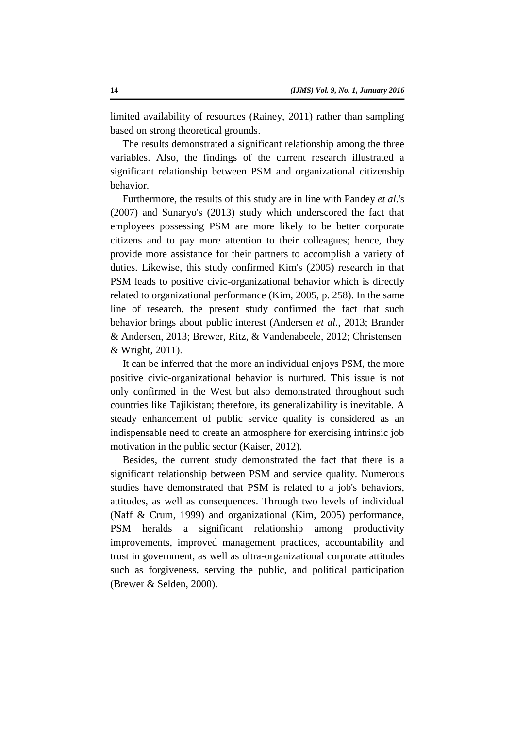limited availability of resources (Rainey, 2011) rather than sampling based on strong theoretical grounds.

The results demonstrated a significant relationship among the three variables. Also, the findings of the current research illustrated a significant relationship between PSM and organizational citizenship behavior.

Furthermore, the results of this study are in line with Pandey *et al*.'s (2007) and Sunaryo's (2013) study which underscored the fact that employees possessing PSM are more likely to be better corporate citizens and to pay more attention to their colleagues; hence, they provide more assistance for their partners to accomplish a variety of duties. Likewise, this study confirmed Kim's (2005) research in that PSM leads to positive civic-organizational behavior which is directly related to organizational performance (Kim, 2005, p. 258). In the same line of research, the present study confirmed the fact that such behavior brings about public interest (Andersen *et al*., 2013; Brander & Andersen, 2013; Brewer, Ritz, & Vandenabeele, 2012; Christensen & Wright, 2011).

It can be inferred that the more an individual enjoys PSM, the more positive civic-organizational behavior is nurtured. This issue is not only confirmed in the West but also demonstrated throughout such countries like Tajikistan; therefore, its generalizability is inevitable. A steady enhancement of public service quality is considered as an indispensable need to create an atmosphere for exercising intrinsic job motivation in the public sector (Kaiser, 2012).

Besides, the current study demonstrated the fact that there is a significant relationship between PSM and service quality. Numerous studies have demonstrated that PSM is related to a job's behaviors, attitudes, as well as consequences. Through two levels of individual (Naff & Crum, 1999) and organizational (Kim, 2005) performance, PSM heralds a significant relationship among productivity improvements, improved management practices, accountability and trust in government, as well as ultra-organizational corporate attitudes such as forgiveness, serving the public, and political participation (Brewer & Selden, 2000).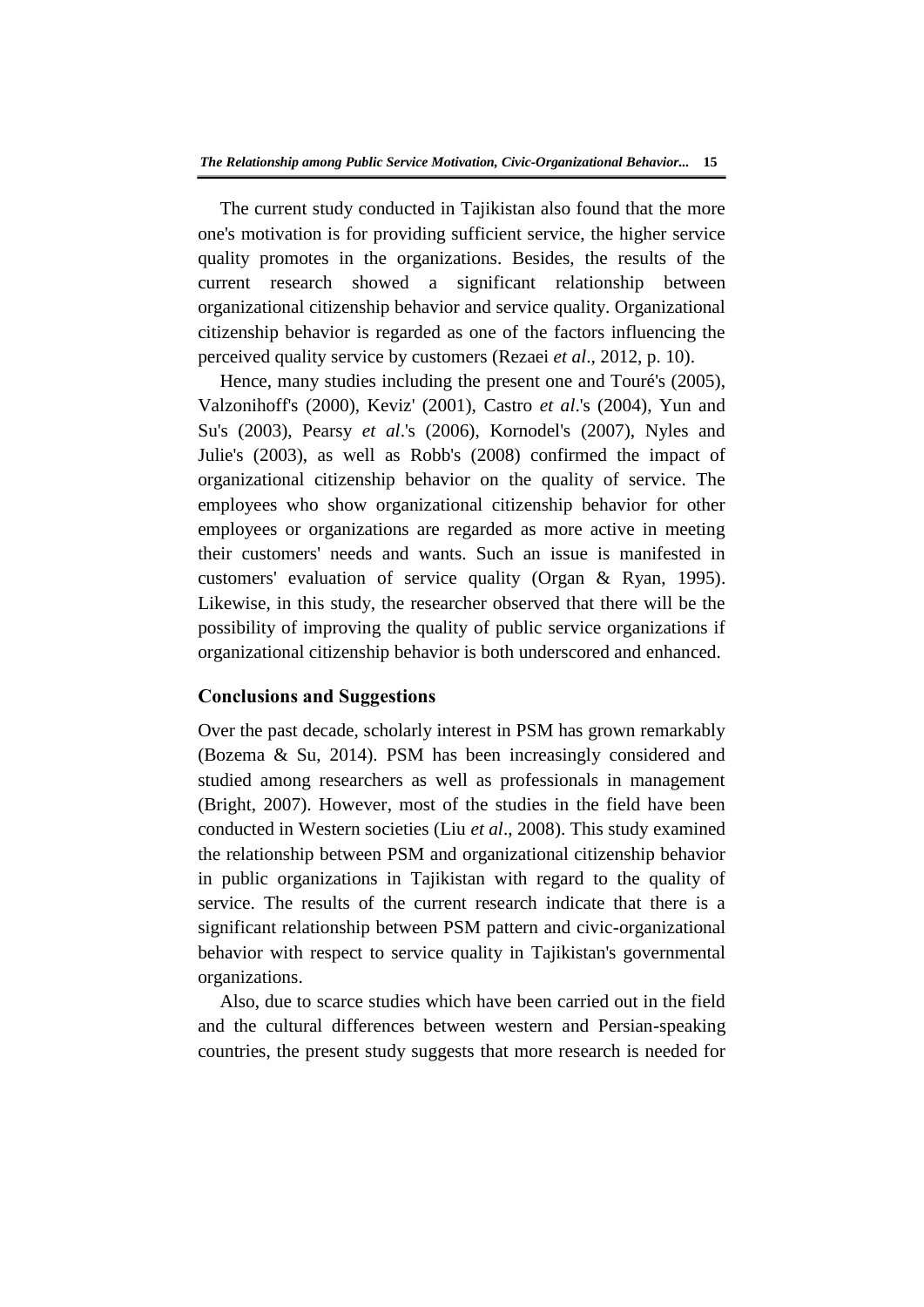The current study conducted in Tajikistan also found that the more one's motivation is for providing sufficient service, the higher service quality promotes in the organizations. Besides, the results of the current research showed a significant relationship between organizational citizenship behavior and service quality. Organizational citizenship behavior is regarded as one of the factors influencing the perceived quality service by customers (Rezaei *et al*., 2012, p. 10).

Hence, many studies including the present one and Touré's (2005), Valzonihoff's (2000), Keviz' (2001), Castro *et al*.'s (2004), Yun and Su's (2003), Pearsy *et al*.'s (2006), Kornodel's (2007), Nyles and Julie's (2003), as well as Robb's (2008) confirmed the impact of organizational citizenship behavior on the quality of service. The employees who show organizational citizenship behavior for other employees or organizations are regarded as more active in meeting their customers' needs and wants. Such an issue is manifested in customers' evaluation of service quality (Organ & Ryan, 1995). Likewise, in this study, the researcher observed that there will be the possibility of improving the quality of public service organizations if organizational citizenship behavior is both underscored and enhanced.

## Conclusions and Suggestions

Over the past decade, scholarly interest in PSM has grown remarkably (Bozema & Su, 2014). PSM has been increasingly considered and studied among researchers as well as professionals in management (Bright, 2007). However, most of the studies in the field have been conducted in Western societies (Liu *et al*., 2008). This study examined the relationship between PSM and organizational citizenship behavior in public organizations in Tajikistan with regard to the quality of service. The results of the current research indicate that there is a significant relationship between PSM pattern and civic-organizational behavior with respect to service quality in Tajikistan's governmental organizations.

Also, due to scarce studies which have been carried out in the field and the cultural differences between western and Persian-speaking countries, the present study suggests that more research is needed for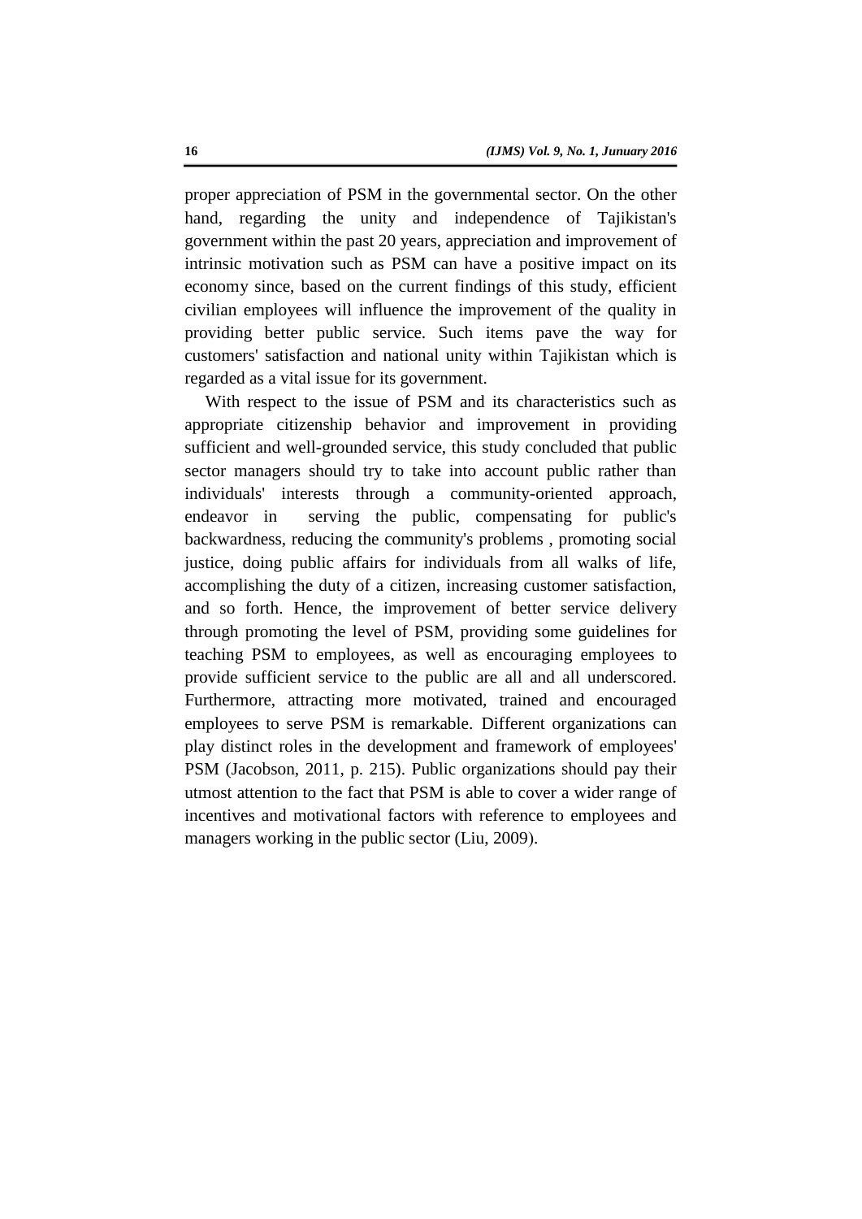proper appreciation of PSM in the governmental sector. On the other hand, regarding the unity and independence of Tajikistan's government within the past 20 years, appreciation and improvement of intrinsic motivation such as PSM can have a positive impact on its economy since, based on the current findings of this study, efficient civilian employees will influence the improvement of the quality in providing better public service. Such items pave the way for customers' satisfaction and national unity within Tajikistan which is regarded as a vital issue for its government.

With respect to the issue of PSM and its characteristics such as appropriate citizenship behavior and improvement in providing sufficient and well-grounded service, this study concluded that public sector managers should try to take into account public rather than individuals' interests through a community-oriented approach, endeavor in serving the public, compensating for public's backwardness, reducing the community's problems , promoting social justice, doing public affairs for individuals from all walks of life, accomplishing the duty of a citizen, increasing customer satisfaction, and so forth. Hence, the improvement of better service delivery through promoting the level of PSM, providing some guidelines for teaching PSM to employees, as well as encouraging employees to provide sufficient service to the public are all and all underscored. Furthermore, attracting more motivated, trained and encouraged employees to serve PSM is remarkable. Different organizations can play distinct roles in the development and framework of employees' PSM (Jacobson, 2011, p. 215). Public organizations should pay their utmost attention to the fact that PSM is able to cover a wider range of incentives and motivational factors with reference to employees and managers working in the public sector (Liu, 2009).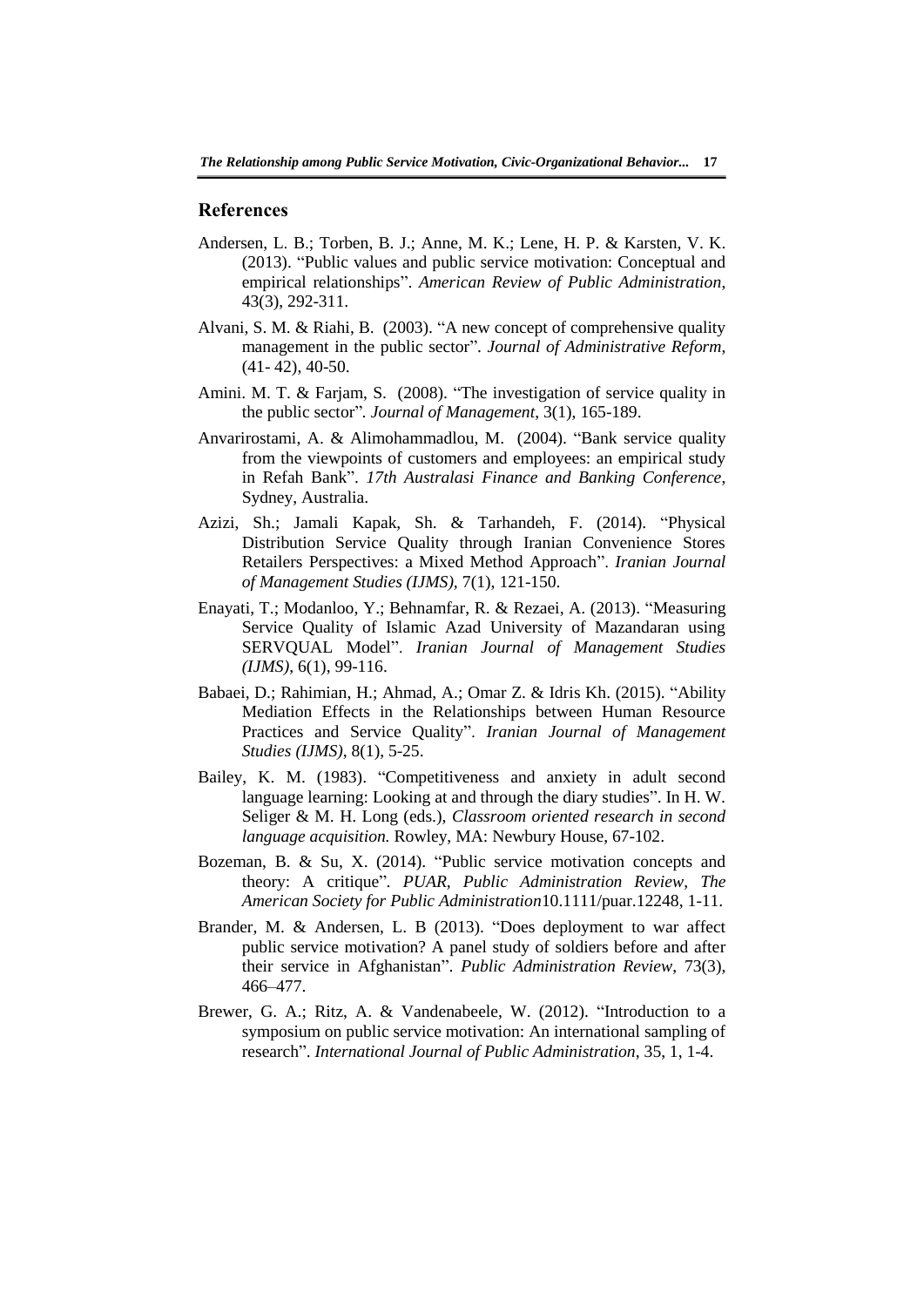## References

Andersen, L. B.; Torben, B. J.; Anne, M. K.; Lene, H. P. & Karsten, V. K. (2013). "Public values and public service motivation: Conceptual and empirical relationships". *American Review of Public Administration*, 43(3), 292-311.

Alvani, S. M. & Riahi, B. (2003). "A new concept of comprehensive quality management in the public sector". *Journal of Administrative Reform*, (41- 42), 40-50.

Amini. M. T. & Farjam, S. (2008). "The investigation of service quality in the public sector". *Journal of Management*, 3(1), 165-189.

Anvarirostami, A. & Alimohammadlou, M. (2004). "Bank service quality from the viewpoints of customers and employees: an empirical study in Refah Bank". *17th Australasi Finance and Banking Conference*, Sydney, Australia.

Azizi, Sh.; Jamali Kapak, Sh. & Tarhandeh, F. (2014). "Physical Distribution Service Quality through Iranian Convenience Stores Retailers Perspectives: a Mixed Method Approach". *Iranian Journal of Management Studies (IJMS)*, 7(1), 121-150.

Enayati, T.; Modanloo, Y.; Behnamfar, R. & Rezaei, A. (2013). "Measuring Service Quality of Islamic Azad University of Mazandaran using SERVQUAL Model". *Iranian Journal of Management Studies (IJMS)*, 6(1), 99-116.

Babaei, D.; Rahimian, H.; Ahmad, A.; Omar Z. & Idris Kh. (2015). "Ability Mediation Effects in the Relationships between Human Resource Practices and Service Quality". *Iranian Journal of Management Studies (IJMS)*, 8(1), 5-25.

Bailey, K. M. (1983). "Competitiveness and anxiety in adult second language learning: Looking at and through the diary studies". In H. W. Seliger & M. H. Long (eds.), *Classroom oriented research in second language acquisition.* Rowley, MA: Newbury House, 67-102.

Bozeman, B. & Su, X. (2014). "Public service motivation concepts and theory: A critique". *PUAR, Public Administration Review, The American Society for Public Administration*10.1111/puar.12248, 1-11.

Brander, M. & Andersen, L. B (2013). "Does deployment to war affect public service motivation? A panel study of soldiers before and after their service in Afghanistan". *Public Administration Review*, 73(3), 466–477.

Brewer, G. A.; Ritz, A. & Vandenabeele, W. (2012). "Introduction to a symposium on public service motivation: An international sampling of research". *International Journal of Public Administration*, 35, 1, 1-4.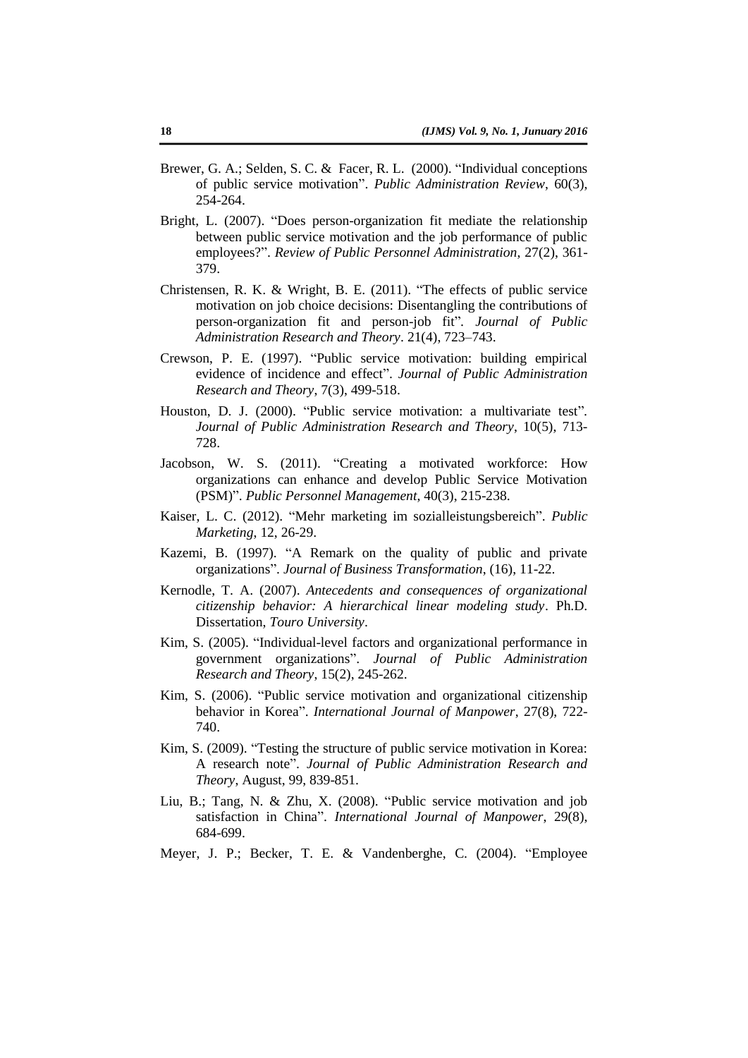Brewer, G. A.; Selden, S. C. & Facer, R. L. (2000). "Individual conceptions of public service motivation". *Public Administration Review*, 60(3), 254-264.

Bright, L. (2007). "Does person-organization fit mediate the relationship between public service motivation and the job performance of public employees?". *Review of Public Personnel Administration*, 27(2), 361-379.

Christensen, R. K. & Wright, B. E. (2011). "The effects of public service motivation on job choice decisions: Disentangling the contributions of person-organization fit and person-job fit". *Journal of Public Administration Research and Theory*. 21(4), 723–743.

Crewson, P. E. (1997). "Public service motivation: building empirical evidence of incidence and effect". *Journal of Public Administration Research and Theory*, 7(3), 499-518.

Houston, D. J. (2000). "Public service motivation: a multivariate test". *Journal of Public Administration Research and Theory*, 10(5), 713-728.

Jacobson, W. S. (2011). "Creating a motivated workforce: How organizations can enhance and develop Public Service Motivation (PSM)". *Public Personnel Management*, 40(3), 215-238.

Kaiser, L. C. (2012). "Mehr marketing im sozialleistungsbereich". *Public Marketing*, 12, 26-29.

Kazemi, B. (1997). "A Remark on the quality of public and private organizations". *Journal of Business Transformation*, (16), 11-22.

Kernodle, T. A. (2007). *Antecedents and consequences of organizational citizenship behavior: A hierarchical linear modeling study*. Ph.D. Dissertation, *Touro University*.

Kim, S. (2005). "Individual-level factors and organizational performance in government organizations". *Journal of Public Administration Research and Theory*, 15(2), 245-262.

Kim, S. (2006). "Public service motivation and organizational citizenship behavior in Korea". *International Journal of Manpower*, 27(8), 722-740.

Kim, S. (2009). "Testing the structure of public service motivation in Korea: A research note". *Journal of Public Administration Research and Theory*, August, 99, 839-851.

Liu, B.; Tang, N. & Zhu, X. (2008). "Public service motivation and job satisfaction in China". *International Journal of Manpower*, 29(8), 684-699.

Meyer, J. P.; Becker, T. E. & Vandenberghe, C. (2004). "Employee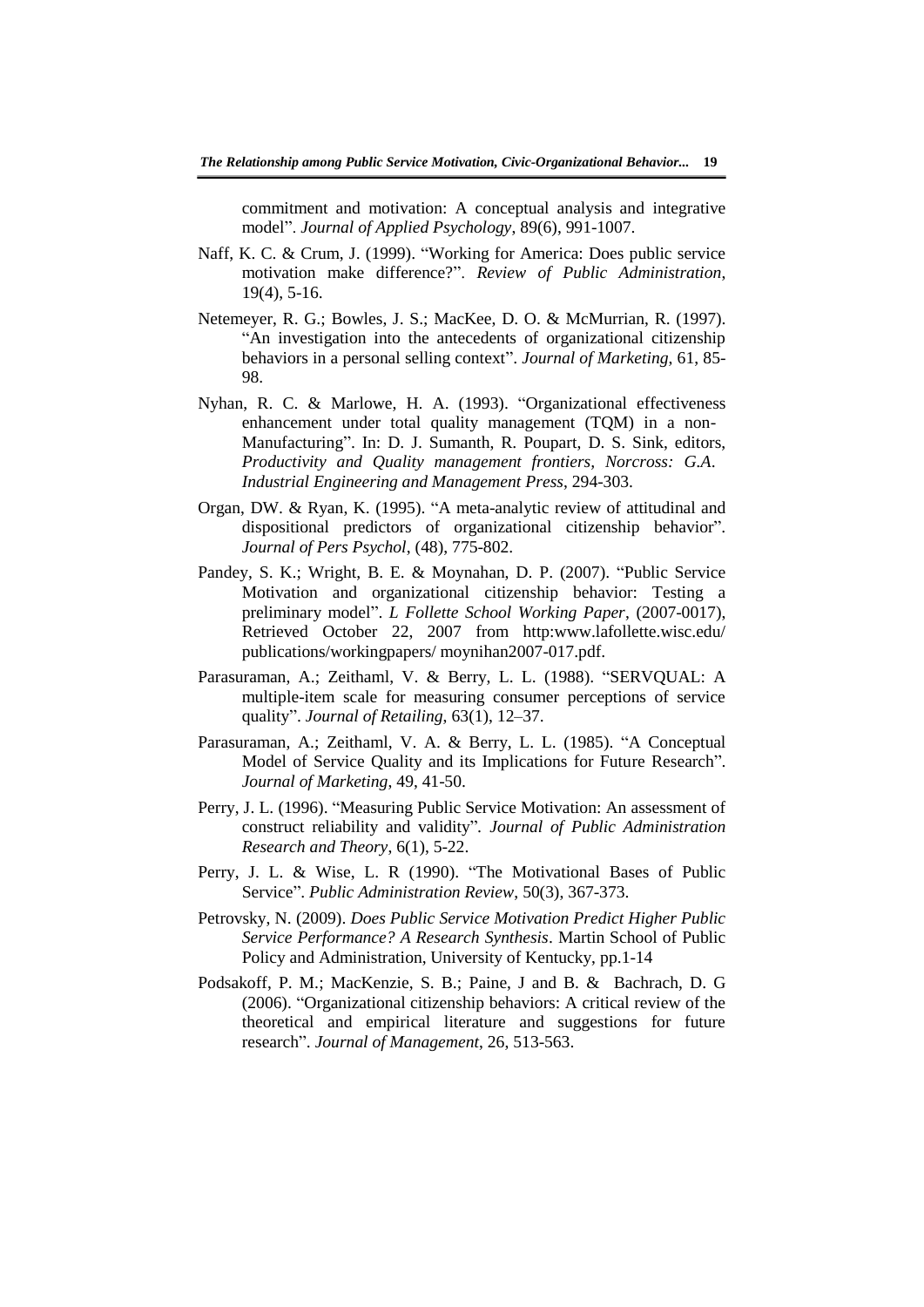commitment and motivation: A conceptual analysis and integrative model". *Journal of Applied Psychology*, 89(6), 991-1007.

Naff, K. C. & Crum, J. (1999). "Working for America: Does public service motivation make difference?". *Review of Public Administration*, 19(4), 5-16.

Netemeyer, R. G.; Bowles, J. S.; MacKee, D. O. & McMurrian, R. (1997). "An investigation into the antecedents of organizational citizenship behaviors in a personal selling context". *Journal of Marketing*, 61, 85-98.

Nyhan, R. C. & Marlowe, H. A. (1993). "Organizational effectiveness enhancement under total quality management (TQM) in a non-Manufacturing". In: D. J. Sumanth, R. Poupart, D. S. Sink, editors, *Productivity and Quality management frontiers, Norcross: G.A. Industrial Engineering and Management Press*, 294-303.

Organ, DW. & Ryan, K. (1995). "A meta-analytic review of attitudinal and dispositional predictors of organizational citizenship behavior". *Journal of Pers Psychol*, (48), 775-802.

Pandey, S. K.; Wright, B. E. & Moynahan, D. P. (2007). "Public Service Motivation and organizational citizenship behavior: Testing a preliminary model". *L Follette School Working Paper*, (2007-0017), Retrieved October 22, 2007 from http:www.lafollette.wisc.edu/ publications/workingpapers/ moynihan2007-017.pdf.

Parasuraman, A.; Zeithaml, V. & Berry, L. L. (1988). "SERVQUAL: A multiple-item scale for measuring consumer perceptions of service quality". *Journal of Retailing*, 63(1), 12–37.

Parasuraman, A.; Zeithaml, V. A. & Berry, L. L. (1985). "A Conceptual Model of Service Quality and its Implications for Future Research". *Journal of Marketing*, 49, 41-50.

Perry, J. L. (1996). "Measuring Public Service Motivation: An assessment of construct reliability and validity". *Journal of Public Administration Research and Theory*, 6(1), 5-22.

Perry, J. L. & Wise, L. R (1990). "The Motivational Bases of Public Service". *Public Administration Review*, 50(3), 367-373.

Petrovsky, N. (2009). *Does Public Service Motivation Predict Higher Public Service Performance? A Research Synthesis*. Martin School of Public Policy and Administration, University of Kentucky, pp.1-14

Podsakoff, P. M.; MacKenzie, S. B.; Paine, J and B. & Bachrach, D. G (2006). "Organizational citizenship behaviors: A critical review of the theoretical and empirical literature and suggestions for future research". *Journal of Management*, 26, 513-563.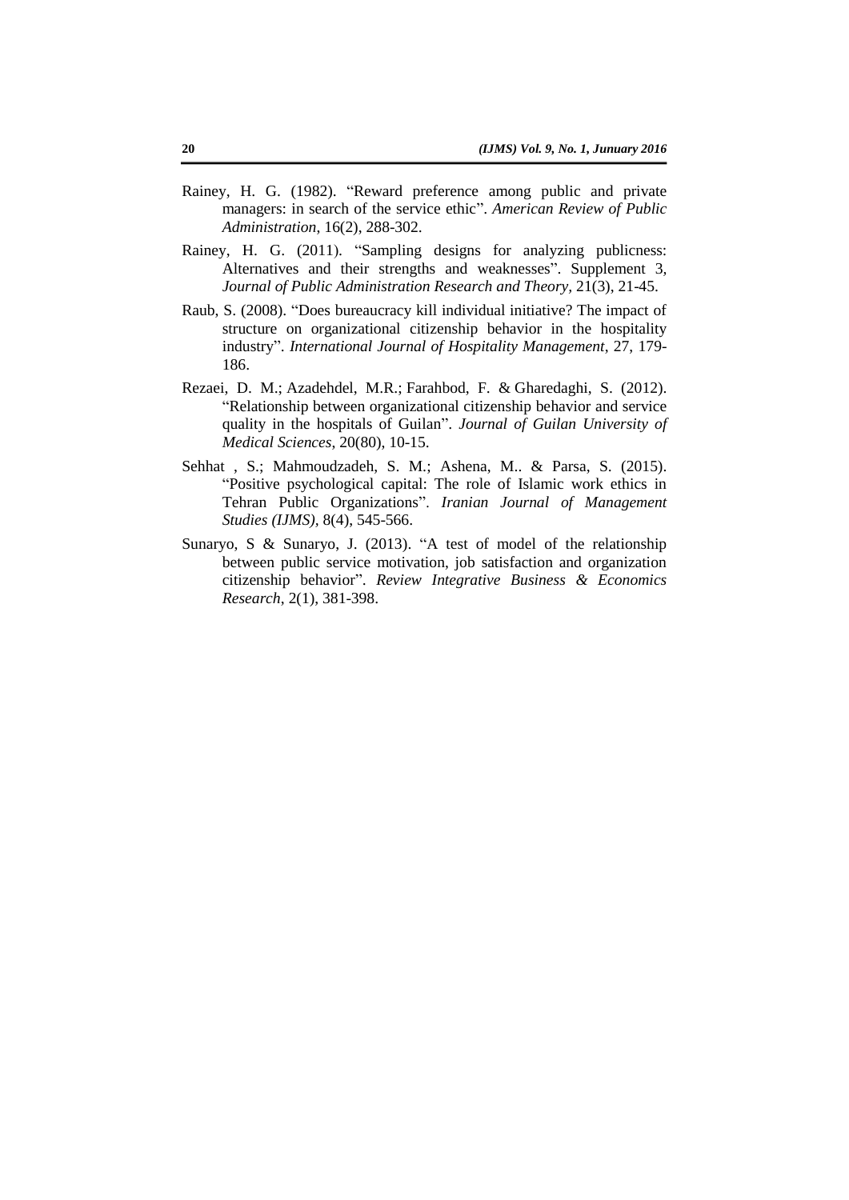Rainey, H. G. (1982). “Reward preference among public and private managers: in search of the service ethic”. *American Review of Public Administration*, 16(2), 288-302.

Rainey, H. G. (2011). “Sampling designs for analyzing publicness: Alternatives and their strengths and weaknesses”. Supplement 3, *Journal of Public Administration Research and Theory*, 21(3), 21-45.

Raub, S. (2008). “Does bureaucracy kill individual initiative? The impact of structure on organizational citizenship behavior in the hospitality industry”. *International Journal of Hospitality Management*, 27, 179-186.

Rezaei, D. M.; Azadehdel, M.R.; Farahbod, F. & Gharedaghi, S. (2012). “Relationship between organizational citizenship behavior and service quality in the hospitals of Guilan”. *Journal of Guilan University of Medical Sciences*, 20(80), 10-15.

Sehhat , S.; Mahmoudzadeh, S. M.; Ashena, M.. & Parsa, S. (2015). “Positive psychological capital: The role of Islamic work ethics in Tehran Public Organizations”. *Iranian Journal of Management Studies (IJMS)*, 8(4), 545-566.

Sunaryo, S & Sunaryo, J. (2013). “A test of model of the relationship between public service motivation, job satisfaction and organization citizenship behavior”. *Review Integrative Business & Economics Research*, 2(1), 381-398.